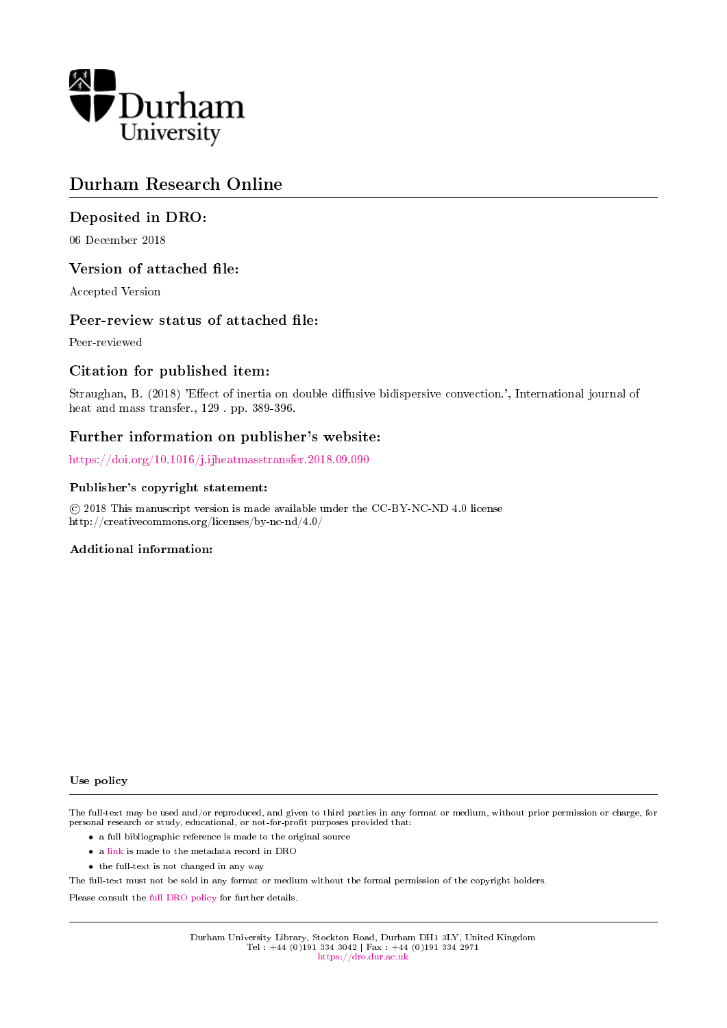# Durham Research Online

## Deposited in DRO:

06 December 2018

## Version of attached file:

Accepted Version

## Peer-review status of attached file:

Peer-reviewed

## Citation for published item:

Straughan, B. (2018) 'Effect of inertia on double diffusive bidispersive convection.', International journal of heat and mass transfer., 129 . pp. 389-396.

## Further information on publisher's website:

https://doi.org/10.1016/j.ijheatmasstransfer.2018.09.090

### Publisher's copyright statement:

© 2018 This manuscript version is made available under the CC-BY-NC-ND 4.0 license
http://creativecommons.org/licenses/by-nc-nd/4.0/

### Additional information:

### Use policy

The full-text may be used and/or reproduced, and given to third parties in any format or medium, without prior permission or charge, for personal research or study, educational, or not-for-profit purposes provided that:

- a full bibliographic reference is made to the original source
- a link is made to the metadata record in DRO
- the full-text is not changed in any way

The full-text must not be sold in any format or medium without the formal permission of the copyright holders.

Please consult the full DRO policy for further details.

Durham University Library, Stockton Road, Durham DH1 3LY, United Kingdom
Tel : +44 (0)191 334 3042 | Fax : +44 (0)191 334 2971
https://dro.dur.ac.uk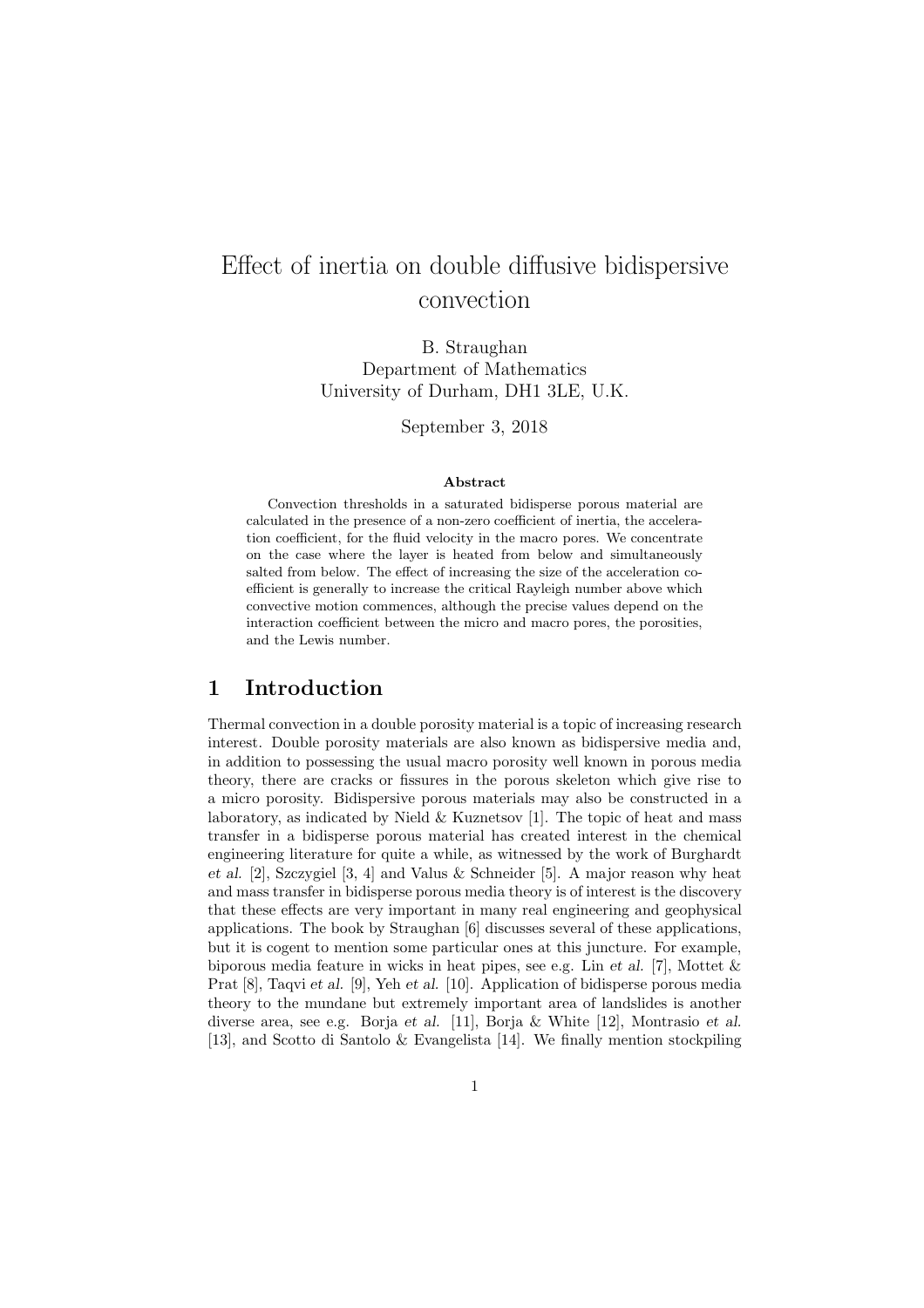# Effect of inertia on double diffusive bidispersive convection

B. Straughan
Department of Mathematics
University of Durham, DH1 3LE, U.K.

September 3, 2018

**Abstract**

Convection thresholds in a saturated bidisperse porous material are calculated in the presence of a non-zero coefficient of inertia, the acceleration coefficient, for the fluid velocity in the macro pores. We concentrate on the case where the layer is heated from below and simultaneously salted from below. The effect of increasing the size of the acceleration coefficient is generally to increase the critical Rayleigh number above which convective motion commences, although the precise values depend on the interaction coefficient between the micro and macro pores, the porosities, and the Lewis number.

## 1 Introduction

Thermal convection in a double porosity material is a topic of increasing research interest. Double porosity materials are also known as bidispersive media and, in addition to possessing the usual macro porosity well known in porous media theory, there are cracks or fissures in the porous skeleton which give rise to a micro porosity. Bidispersive porous materials may also be constructed in a laboratory, as indicated by Nield & Kuznetsov [1]. The topic of heat and mass transfer in a bidisperse porous material has created interest in the chemical engineering literature for quite a while, as witnessed by the work of Burghardt *et al.* [2], Szczygiel [3, 4] and Valus & Schneider [5]. A major reason why heat and mass transfer in bidisperse porous media theory is of interest is the discovery that these effects are very important in many real engineering and geophysical applications. The book by Straughan [6] discusses several of these applications, but it is cogent to mention some particular ones at this juncture. For example, biporous media feature in wicks in heat pipes, see e.g. Lin *et al.* [7], Mottet & Prat [8], Taqvi *et al.* [9], Yeh *et al.* [10]. Application of bidisperse porous media theory to the mundane but extremely important area of landslides is another diverse area, see e.g. Borja *et al.* [11], Borja & White [12], Montrasio *et al.* [13], and Scotto di Santolo & Evangelista [14]. We finally mention stockpiling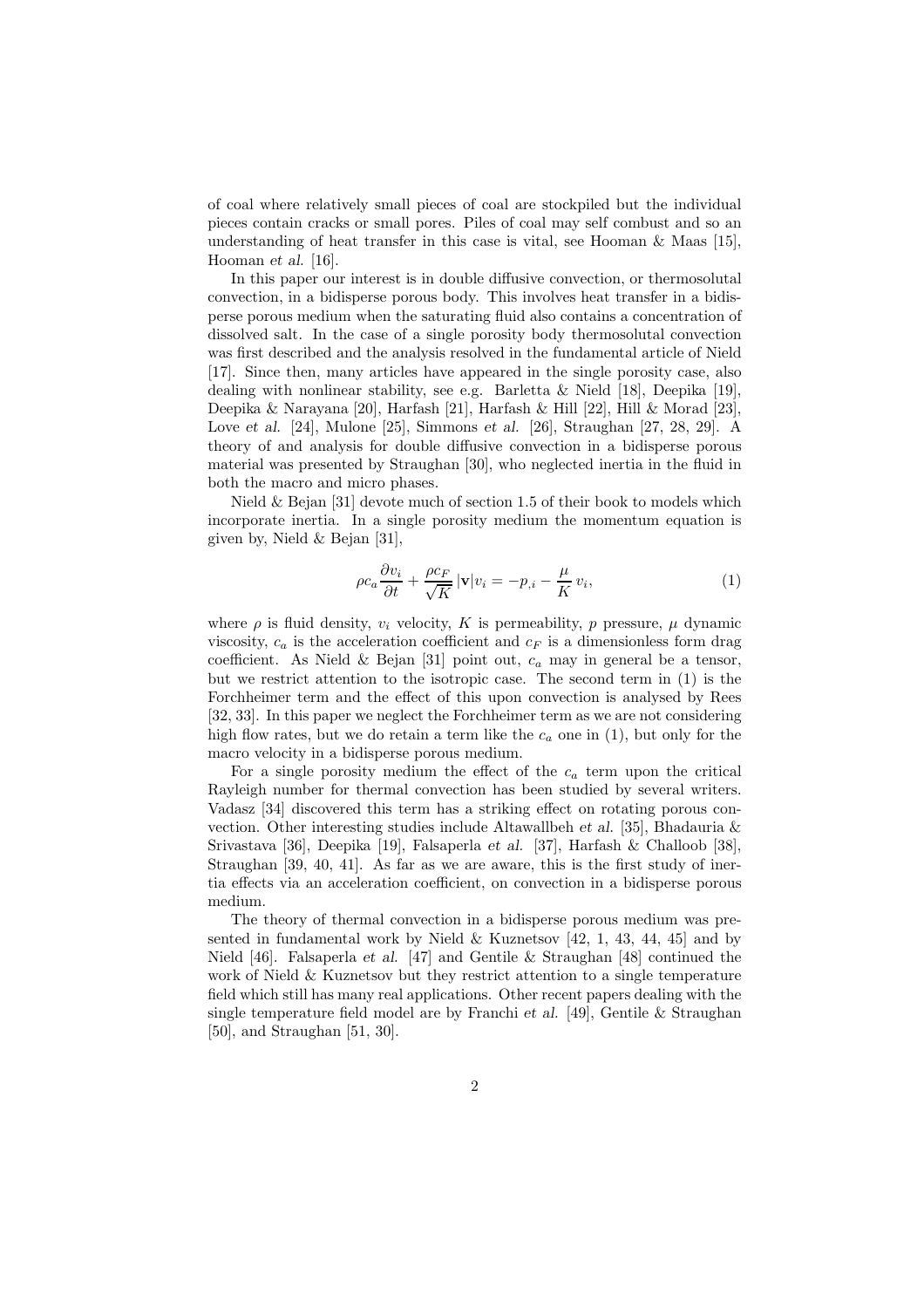of coal where relatively small pieces of coal are stockpiled but the individual pieces contain cracks or small pores. Piles of coal may self combust and so an understanding of heat transfer in this case is vital, see Hooman & Maas [15], Hooman *et al.* [16].

In this paper our interest is in double diffusive convection, or thermosolutal convection, in a bidisperse porous body. This involves heat transfer in a bidisperse porous medium when the saturating fluid also contains a concentration of dissolved salt. In the case of a single porosity body thermosolutal convection was first described and the analysis resolved in the fundamental article of Nield [17]. Since then, many articles have appeared in the single porosity case, also dealing with nonlinear stability, see e.g. Barletta & Nield [18], Deepika [19], Deepika & Narayana [20], Harfash [21], Harfash & Hill [22], Hill & Morad [23], Love *et al.* [24], Mulone [25], Simmons *et al.* [26], Straughan [27, 28, 29]. A theory of and analysis for double diffusive convection in a bidisperse porous material was presented by Straughan [30], who neglected inertia in the fluid in both the macro and micro phases.

Nield & Bejan [31] devote much of section 1.5 of their book to models which incorporate inertia. In a single porosity medium the momentum equation is given by, Nield & Bejan [31],

$$\rho c_a \frac{\partial v_i}{\partial t} + \frac{\rho c_F}{\sqrt{K}} |\mathbf{v}| v_i = -p_{,i} - \frac{\mu}{K} v_i, \tag{1}$$

where $\rho$ is fluid density, $v_i$ velocity, $K$ is permeability, $p$ pressure, $\mu$ dynamic viscosity, $c_a$ is the acceleration coefficient and $c_F$ is a dimensionless form drag coefficient. As Nield & Bejan [31] point out, $c_a$ may in general be a tensor, but we restrict attention to the isotropic case. The second term in (1) is the Forchheimer term and the effect of this upon convection is analysed by Rees [32, 33]. In this paper we neglect the Forchheimer term as we are not considering high flow rates, but we do retain a term like the $c_a$ one in (1), but only for the macro velocity in a bidisperse porous medium.

For a single porosity medium the effect of the $c_a$ term upon the critical Rayleigh number for thermal convection has been studied by several writers. Vadasz [34] discovered this term has a striking effect on rotating porous convection. Other interesting studies include Altawallbeh *et al.* [35], Bhadauria & Srivastava [36], Deepika [19], Falsaperla *et al.* [37], Harfash & Challoob [38], Straughan [39, 40, 41]. As far as we are aware, this is the first study of inertia effects via an acceleration coefficient, on convection in a bidisperse porous medium.

The theory of thermal convection in a bidisperse porous medium was presented in fundamental work by Nield & Kuznetsov [42, 1, 43, 44, 45] and by Nield [46]. Falsaperla *et al.* [47] and Gentile & Straughan [48] continued the work of Nield & Kuznetsov but they restrict attention to a single temperature field which still has many real applications. Other recent papers dealing with the single temperature field model are by Franchi *et al.* [49], Gentile & Straughan [50], and Straughan [51, 30].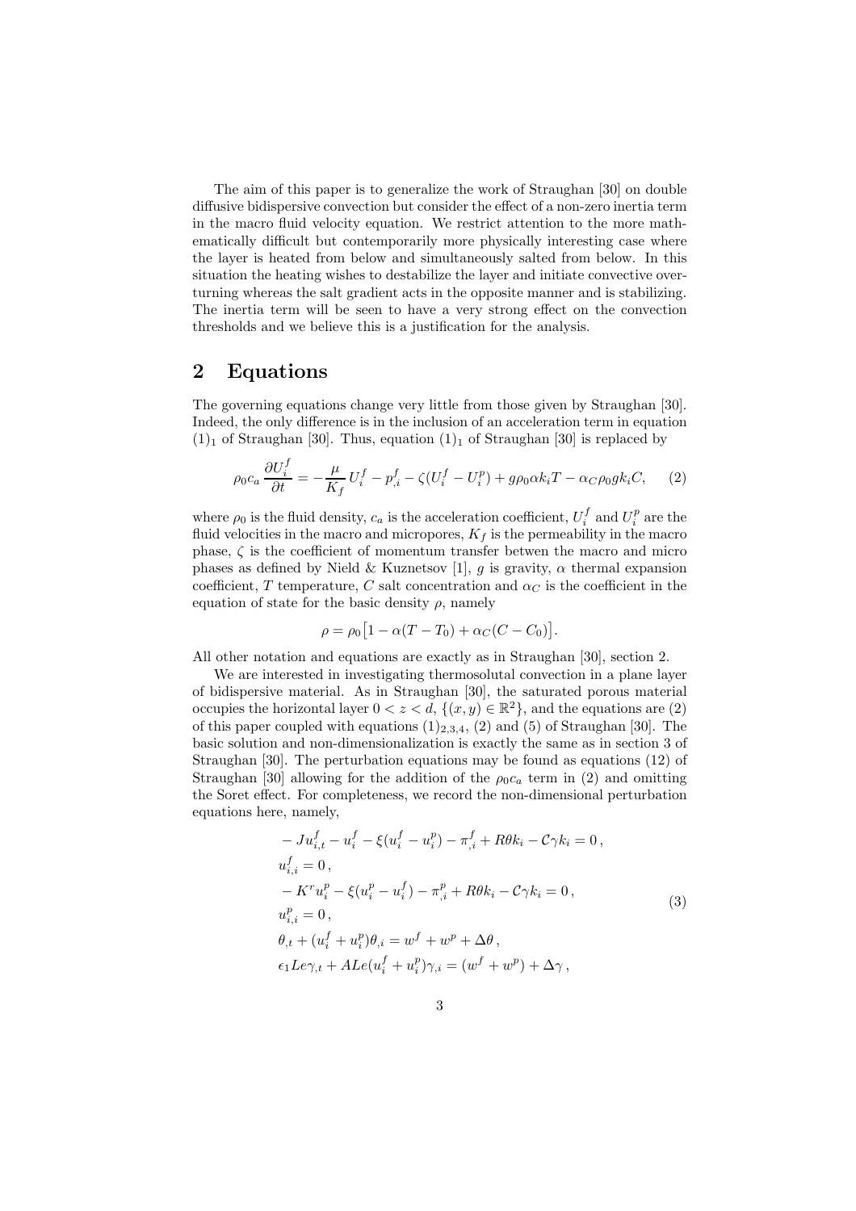The aim of this paper is to generalize the work of Straughan [30] on double diffusive bidispersive convection but consider the effect of a non-zero inertia term in the macro fluid velocity equation. We restrict attention to the more mathematically difficult but contemporarily more physically interesting case where the layer is heated from below and simultaneously salted from below. In this situation the heating wishes to destabilize the layer and initiate convective overturning whereas the salt gradient acts in the opposite manner and is stabilizing. The inertia term will be seen to have a very strong effect on the convection thresholds and we believe this is a justification for the analysis.

## 2 Equations

The governing equations change very little from those given by Straughan [30]. Indeed, the only difference is in the inclusion of an acceleration term in equation $(1)_1$ of Straughan [30]. Thus, equation $(1)_1$ of Straughan [30] is replaced by

$$\rho_0 c_a \frac{\partial U_i^f}{\partial t} = -\frac{\mu}{K_f} U_i^f - p_{,i}^f - \zeta(U_i^f - U_i^p) + g\rho_0 \alpha k_i T - \alpha_C \rho_0 g k_i C, \qquad (2)$$

where $\rho_0$ is the fluid density, $c_a$ is the acceleration coefficient, $U_i^f$ and $U_i^p$ are the fluid velocities in the macro and micropores, $K_f$ is the permeability in the macro phase, $\zeta$ is the coefficient of momentum transfer betwen the macro and micro phases as defined by Nield & Kuznetsov [1], $g$ is gravity, $\alpha$ thermal expansion coefficient, $T$ temperature, $C$ salt concentration and $\alpha_C$ is the coefficient in the equation of state for the basic density $\rho$, namely

$$\rho = \rho_0\big[1 - \alpha(T - T_0) + \alpha_C(C - C_0)\big].$$

All other notation and equations are exactly as in Straughan [30], section 2.

We are interested in investigating thermosolutal convection in a plane layer of bidispersive material. As in Straughan [30], the saturated porous material occupies the horizontal layer $0 < z < d$, $\{(x, y) \in \mathbb{R}^2\}$, and the equations are (2) of this paper coupled with equations $(1)_{2,3,4}$, (2) and (5) of Straughan [30]. The basic solution and non-dimensionalization is exactly the same as in section 3 of Straughan [30]. The perturbation equations may be found as equations (12) of Straughan [30] allowing for the addition of the $\rho_0 c_a$ term in (2) and omitting the Soret effect. For completeness, we record the non-dimensional perturbation equations here, namely,

$$\begin{aligned}
& -Ju_{i,t}^f - u_i^f - \xi(u_i^f - u_i^p) - \pi_{,i}^f + R\theta k_i - \mathcal{C}\gamma k_i = 0\,, \\
& u_{i,i}^f = 0\,, \\
& -K^r u_i^p - \xi(u_i^p - u_i^f) - \pi_{,i}^p + R\theta k_i - \mathcal{C}\gamma k_i = 0\,, \\
& u_{i,i}^p = 0\,, \\
& \theta_{,t} + (u_i^f + u_i^p)\theta_{,i} = w^f + w^p + \Delta\theta\,, \\
& \epsilon_1 Le \gamma_{,t} + ALe(u_i^f + u_i^p)\gamma_{,i} = (w^f + w^p) + \Delta\gamma\,,
\end{aligned} \qquad (3)$$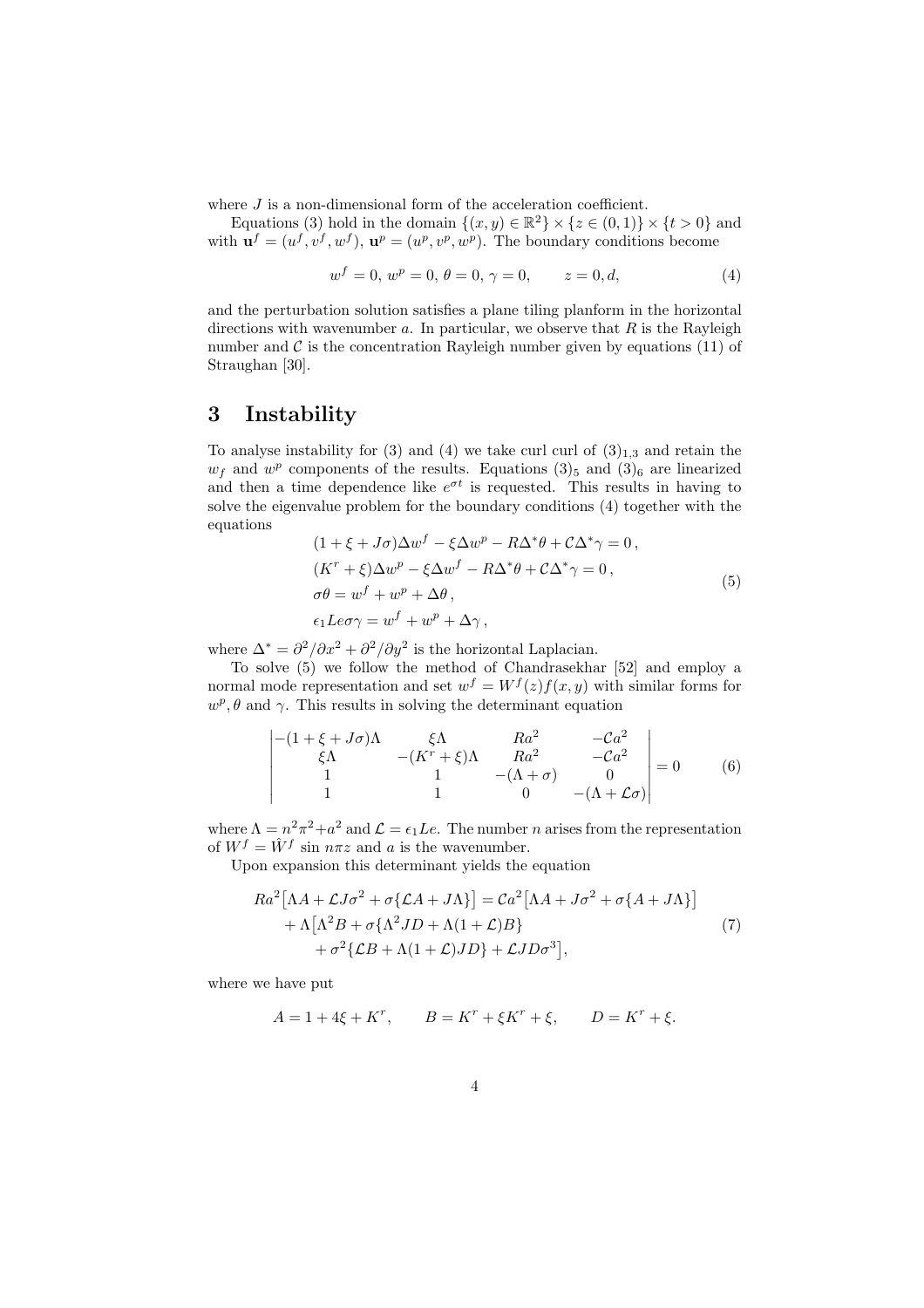where $J$ is a non-dimensional form of the acceleration coefficient.

Equations (3) hold in the domain $\{(x,y) \in \mathbb{R}^2\} \times \{z \in (0,1)\} \times \{t > 0\}$ and with $\mathbf{u}^f = (u^f, v^f, w^f)$, $\mathbf{u}^p = (u^p, v^p, w^p)$. The boundary conditions become

$$w^f = 0,\ w^p = 0,\ \theta = 0,\ \gamma = 0, \qquad z = 0, d, \tag{4}$$

and the perturbation solution satisfies a plane tiling planform in the horizontal directions with wavenumber $a$. In particular, we observe that $R$ is the Rayleigh number and $\mathcal{C}$ is the concentration Rayleigh number given by equations (11) of Straughan [30].

## 3 Instability

To analyse instability for (3) and (4) we take curl curl of $(3)_{1,3}$ and retain the $w_f$ and $w^p$ components of the results. Equations $(3)_5$ and $(3)_6$ are linearized and then a time dependence like $e^{\sigma t}$ is requested. This results in having to solve the eigenvalue problem for the boundary conditions (4) together with the equations

$$\begin{aligned}
&(1+\xi+J\sigma)\Delta w^f - \xi\Delta w^p - R\Delta^*\theta + \mathcal{C}\Delta^*\gamma = 0\,,\\
&(K^r+\xi)\Delta w^p - \xi\Delta w^f - R\Delta^*\theta + \mathcal{C}\Delta^*\gamma = 0\,,\\
&\sigma\theta = w^f + w^p + \Delta\theta\,,\\
&\epsilon_1 Le\sigma\gamma = w^f + w^p + \Delta\gamma\,,
\end{aligned} \tag{5}$$

where $\Delta^* = \partial^2/\partial x^2 + \partial^2/\partial y^2$ is the horizontal Laplacian.

To solve (5) we follow the method of Chandrasekhar [52] and employ a normal mode representation and set $w^f = W^f(z)f(x,y)$ with similar forms for $w^p, \theta$ and $\gamma$. This results in solving the determinant equation

$$\begin{vmatrix}
-(1+\xi+J\sigma)\Lambda & \xi\Lambda & Ra^2 & -\mathcal{C}a^2\\
\xi\Lambda & -(K^r+\xi)\Lambda & Ra^2 & -\mathcal{C}a^2\\
1 & 1 & -(\Lambda+\sigma) & 0\\
1 & 1 & 0 & -(\Lambda+\mathcal{L}\sigma)
\end{vmatrix} = 0 \tag{6}$$

where $\Lambda = n^2\pi^2 + a^2$ and $\mathcal{L} = \epsilon_1 Le$. The number $n$ arises from the representation of $W^f = \hat{W}^f \sin n\pi z$ and $a$ is the wavenumber.

Upon expansion this determinant yields the equation

$$\begin{aligned}
Ra^2\big[\Lambda A + \mathcal{L}J\sigma^2 + \sigma\{\mathcal{L}A + J\Lambda\}\big] &= \mathcal{C}a^2\big[\Lambda A + J\sigma^2 + \sigma\{A + J\Lambda\}\big]\\
&+ \Lambda\big[\Lambda^2 B + \sigma\{\Lambda^2 JD + \Lambda(1+\mathcal{L})B\}\\
&+ \sigma^2\{\mathcal{L}B + \Lambda(1+\mathcal{L})JD\} + \mathcal{L}JD\sigma^3\big],
\end{aligned} \tag{7}$$

where we have put

$$A = 1 + 4\xi + K^r, \qquad B = K^r + \xi K^r + \xi, \qquad D = K^r + \xi.$$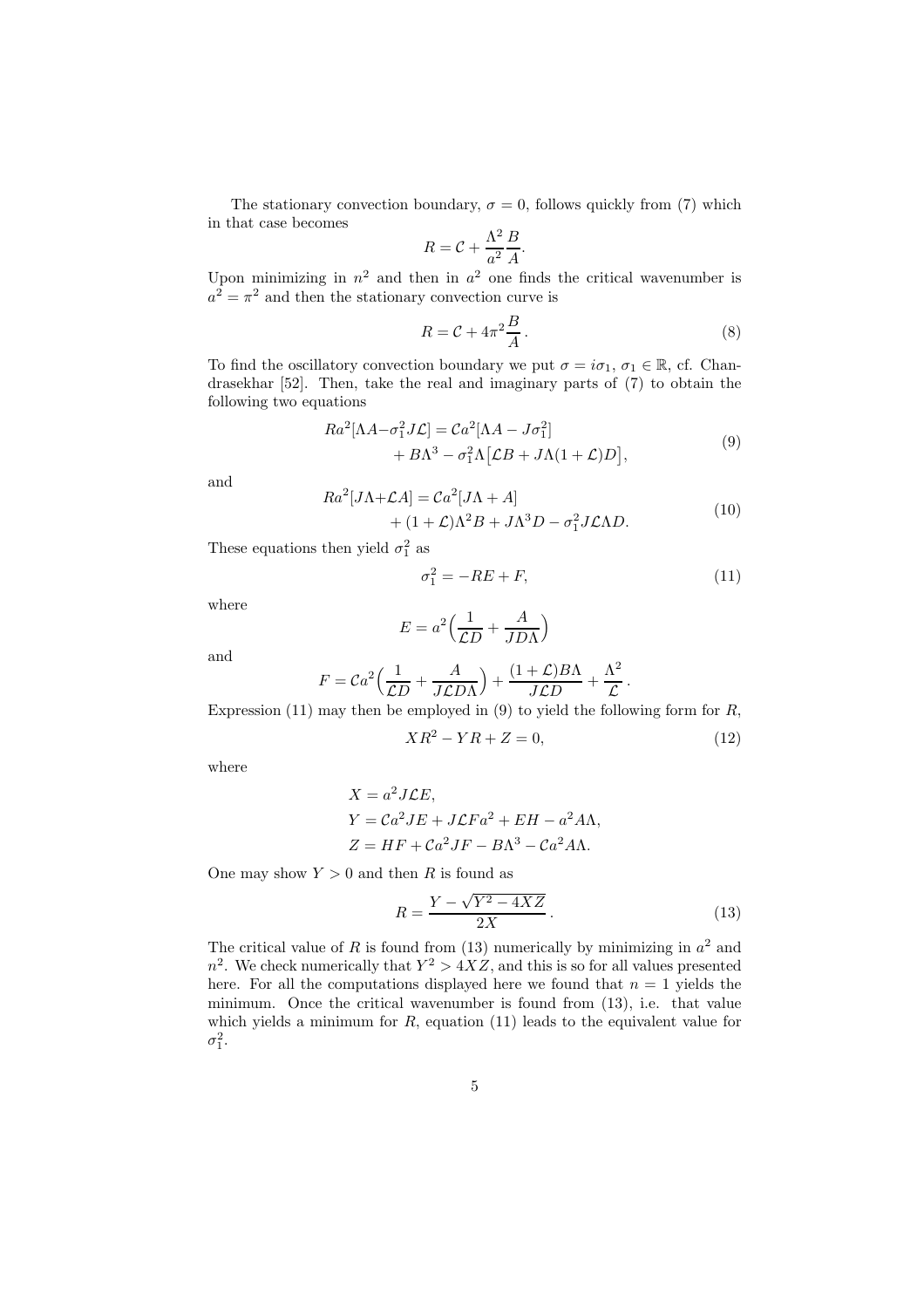The stationary convection boundary, $\sigma = 0$, follows quickly from (7) which in that case becomes

$$R = \mathcal{C} + \frac{\Lambda^2}{a^2}\frac{B}{A}.$$

Upon minimizing in $n^2$ and then in $a^2$ one finds the critical wavenumber is $a^2 = \pi^2$ and then the stationary convection curve is

$$R = \mathcal{C} + 4\pi^2 \frac{B}{A}\,. \tag{8}$$

To find the oscillatory convection boundary we put $\sigma = i\sigma_1$, $\sigma_1 \in \mathbb{R}$, cf. Chandrasekhar [52]. Then, take the real and imaginary parts of (7) to obtain the following two equations

$$\begin{aligned} Ra^2[\Lambda A - \sigma_1^2 J\mathcal{L}] &= \mathcal{C}a^2[\Lambda A - J\sigma_1^2] \\ &\quad + B\Lambda^3 - \sigma_1^2 \Lambda\big[\mathcal{L}B + J\Lambda(1+\mathcal{L})D\big], \end{aligned} \tag{9}$$

and

$$\begin{aligned} Ra^2[J\Lambda + \mathcal{L}A] &= \mathcal{C}a^2[J\Lambda + A] \\ &\quad + (1+\mathcal{L})\Lambda^2 B + J\Lambda^3 D - \sigma_1^2 J\mathcal{L}\Lambda D. \end{aligned} \tag{10}$$

These equations then yield $\sigma_1^2$ as

$$\sigma_1^2 = -RE + F, \tag{11}$$

where

$$E = a^2\Big(\frac{1}{\mathcal{L}D} + \frac{A}{JD\Lambda}\Big)$$

and

$$F = \mathcal{C}a^2\Big(\frac{1}{\mathcal{L}D} + \frac{A}{J\mathcal{L}D\Lambda}\Big) + \frac{(1+\mathcal{L})B\Lambda}{J\mathcal{L}D} + \frac{\Lambda^2}{\mathcal{L}}\,.$$

Expression (11) may then be employed in (9) to yield the following form for $R$,

$$XR^2 - YR + Z = 0, \tag{12}$$

where

$$\begin{aligned} X &= a^2 J\mathcal{L}E, \\ Y &= \mathcal{C}a^2 JE + J\mathcal{L}Fa^2 + EH - a^2 A\Lambda, \\ Z &= HF + \mathcal{C}a^2 JF - B\Lambda^3 - \mathcal{C}a^2 A\Lambda. \end{aligned}$$

One may show $Y > 0$ and then $R$ is found as

$$R = \frac{Y - \sqrt{Y^2 - 4XZ}}{2X}\,. \tag{13}$$

The critical value of $R$ is found from (13) numerically by minimizing in $a^2$ and $n^2$. We check numerically that $Y^2 > 4XZ$, and this is so for all values presented here. For all the computations displayed here we found that $n = 1$ yields the minimum. Once the critical wavenumber is found from (13), i.e. that value which yields a minimum for $R$, equation (11) leads to the equivalent value for $\sigma_1^2$.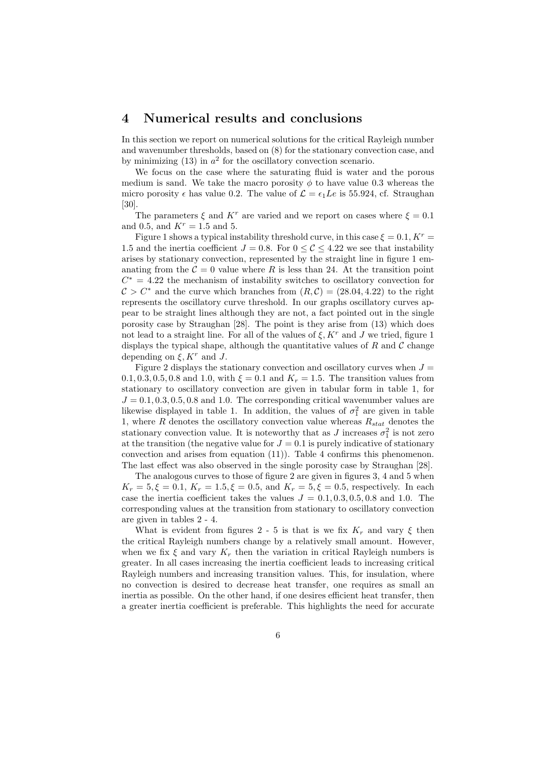## 4 Numerical results and conclusions

In this section we report on numerical solutions for the critical Rayleigh number and wavenumber thresholds, based on (8) for the stationary convection case, and by minimizing (13) in $a^2$ for the oscillatory convection scenario.

We focus on the case where the saturating fluid is water and the porous medium is sand. We take the macro porosity $\phi$ to have value 0.3 whereas the micro porosity $\epsilon$ has value 0.2. The value of $\mathcal{L} = \epsilon_1 Le$ is 55.924, cf. Straughan [30].

The parameters $\xi$ and $K^r$ are varied and we report on cases where $\xi = 0.1$ and 0.5, and $K^r = 1.5$ and 5.

Figure 1 shows a typical instability threshold curve, in this case $\xi = 0.1, K^r = 1.5$ and the inertia coefficient $J = 0.8$. For $0 \leq \mathcal{C} \leq 4.22$ we see that instability arises by stationary convection, represented by the straight line in figure 1 emanating from the $\mathcal{C} = 0$ value where $R$ is less than 24. At the transition point $C^* = 4.22$ the mechanism of instability switches to oscillatory convection for $\mathcal{C} > C^*$ and the curve which branches from $(R, \mathcal{C}) = (28.04, 4.22)$ to the right represents the oscillatory curve threshold. In our graphs oscillatory curves appear to be straight lines although they are not, a fact pointed out in the single porosity case by Straughan [28]. The point is they arise from (13) which does not lead to a straight line. For all of the values of $\xi, K^r$ and $J$ we tried, figure 1 displays the typical shape, although the quantitative values of $R$ and $\mathcal{C}$ change depending on $\xi, K^r$ and $J$.

Figure 2 displays the stationary convection and oscillatory curves when $J = 0.1, 0.3, 0.5, 0.8$ and 1.0, with $\xi = 0.1$ and $K_r = 1.5$. The transition values from stationary to oscillatory convection are given in tabular form in table 1, for $J = 0.1, 0.3, 0.5, 0.8$ and 1.0. The corresponding critical wavenumber values are likewise displayed in table 1. In addition, the values of $\sigma_1^2$ are given in table 1, where $R$ denotes the oscillatory convection value whereas $R_{stat}$ denotes the stationary convection value. It is noteworthy that as $J$ increases $\sigma_1^2$ is not zero at the transition (the negative value for $J = 0.1$ is purely indicative of stationary convection and arises from equation (11)). Table 4 confirms this phenomenon. The last effect was also observed in the single porosity case by Straughan [28].

The analogous curves to those of figure 2 are given in figures 3, 4 and 5 when $K_r = 5, \xi = 0.1$, $K_r = 1.5, \xi = 0.5$, and $K_r = 5, \xi = 0.5$, respectively. In each case the inertia coefficient takes the values $J = 0.1, 0.3, 0.5, 0.8$ and 1.0. The corresponding values at the transition from stationary to oscillatory convection are given in tables 2 - 4.

What is evident from figures 2 - 5 is that is we fix $K_r$ and vary $\xi$ then the critical Rayleigh numbers change by a relatively small amount. However, when we fix $\xi$ and vary $K_r$ then the variation in critical Rayleigh numbers is greater. In all cases increasing the inertia coefficient leads to increasing critical Rayleigh numbers and increasing transition values. This, for insulation, where no convection is desired to decrease heat transfer, one requires as small an inertia as possible. On the other hand, if one desires efficient heat transfer, then a greater inertia coefficient is preferable. This highlights the need for accurate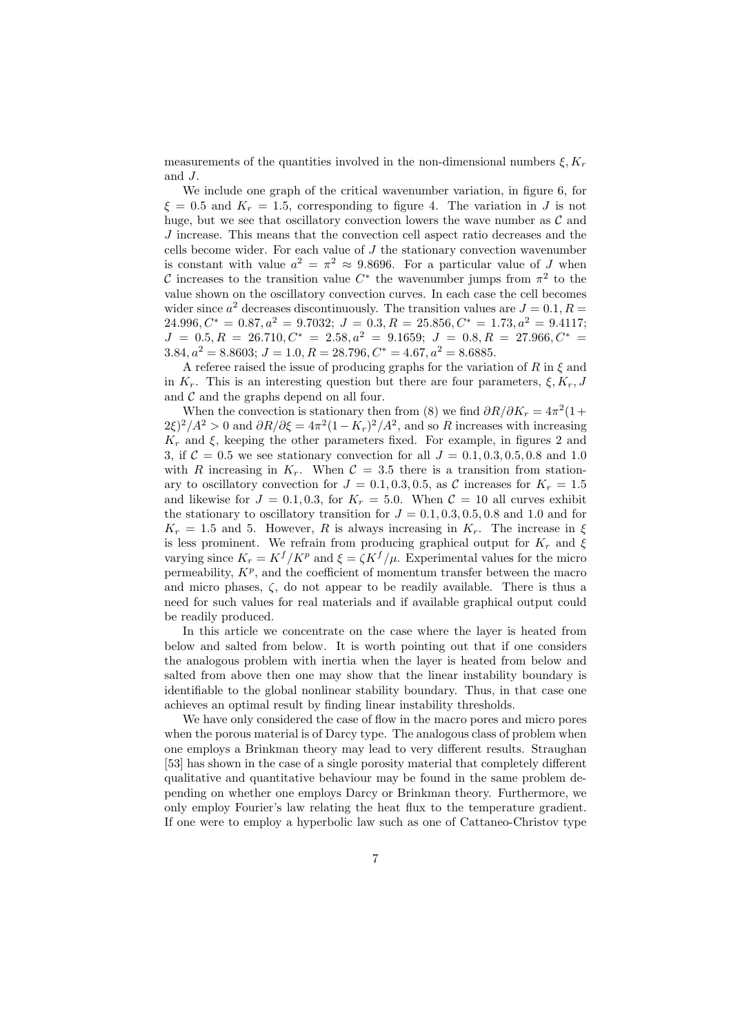measurements of the quantities involved in the non-dimensional numbers $\xi, K_r$ and $J$.

We include one graph of the critical wavenumber variation, in figure 6, for $\xi = 0.5$ and $K_r = 1.5$, corresponding to figure 4. The variation in $J$ is not huge, but we see that oscillatory convection lowers the wave number as $\mathcal{C}$ and $J$ increase. This means that the convection cell aspect ratio decreases and the cells become wider. For each value of $J$ the stationary convection wavenumber is constant with value $a^2 = \pi^2 \approx 9.8696$. For a particular value of $J$ when $\mathcal{C}$ increases to the transition value $C^*$ the wavenumber jumps from $\pi^2$ to the value shown on the oscillatory convection curves. In each case the cell becomes wider since $a^2$ decreases discontinuously. The transition values are $J = 0.1, R = 24.996, C^* = 0.87, a^2 = 9.7032$; $J = 0.3, R = 25.856, C^* = 1.73, a^2 = 9.4117$; $J = 0.5, R = 26.710, C^* = 2.58, a^2 = 9.1659$; $J = 0.8, R = 27.966, C^* = 3.84, a^2 = 8.8603$; $J = 1.0, R = 28.796, C^* = 4.67, a^2 = 8.6885$.

A referee raised the issue of producing graphs for the variation of $R$ in $\xi$ and in $K_r$. This is an interesting question but there are four parameters, $\xi, K_r, J$ and $\mathcal{C}$ and the graphs depend on all four.

When the convection is stationary then from (8) we find $\partial R/\partial K_r = 4\pi^2(1 + 2\xi)^2/A^2 > 0$ and $\partial R/\partial \xi = 4\pi^2(1 - K_r)^2/A^2$, and so $R$ increases with increasing $K_r$ and $\xi$, keeping the other parameters fixed. For example, in figures 2 and 3, if $\mathcal{C} = 0.5$ we see stationary convection for all $J = 0.1, 0.3, 0.5, 0.8$ and $1.0$ with $R$ increasing in $K_r$. When $\mathcal{C} = 3.5$ there is a transition from stationary to oscillatory convection for $J = 0.1, 0.3, 0.5$, as $\mathcal{C}$ increases for $K_r = 1.5$ and likewise for $J = 0.1, 0.3$, for $K_r = 5.0$. When $\mathcal{C} = 10$ all curves exhibit the stationary to oscillatory transition for $J = 0.1, 0.3, 0.5, 0.8$ and $1.0$ and for $K_r = 1.5$ and $5$. However, $R$ is always increasing in $K_r$. The increase in $\xi$ is less prominent. We refrain from producing graphical output for $K_r$ and $\xi$ varying since $K_r = K^f/K^p$ and $\xi = \zeta K^f/\mu$. Experimental values for the micro permeability, $K^p$, and the coefficient of momentum transfer between the macro and micro phases, $\zeta$, do not appear to be readily available. There is thus a need for such values for real materials and if available graphical output could be readily produced.

In this article we concentrate on the case where the layer is heated from below and salted from below. It is worth pointing out that if one considers the analogous problem with inertia when the layer is heated from below and salted from above then one may show that the linear instability boundary is identifiable to the global nonlinear stability boundary. Thus, in that case one achieves an optimal result by finding linear instability thresholds.

We have only considered the case of flow in the macro pores and micro pores when the porous material is of Darcy type. The analogous class of problem when one employs a Brinkman theory may lead to very different results. Straughan [53] has shown in the case of a single porosity material that completely different qualitative and quantitative behaviour may be found in the same problem depending on whether one employs Darcy or Brinkman theory. Furthermore, we only employ Fourier's law relating the heat flux to the temperature gradient. If one were to employ a hyperbolic law such as one of Cattaneo-Christov type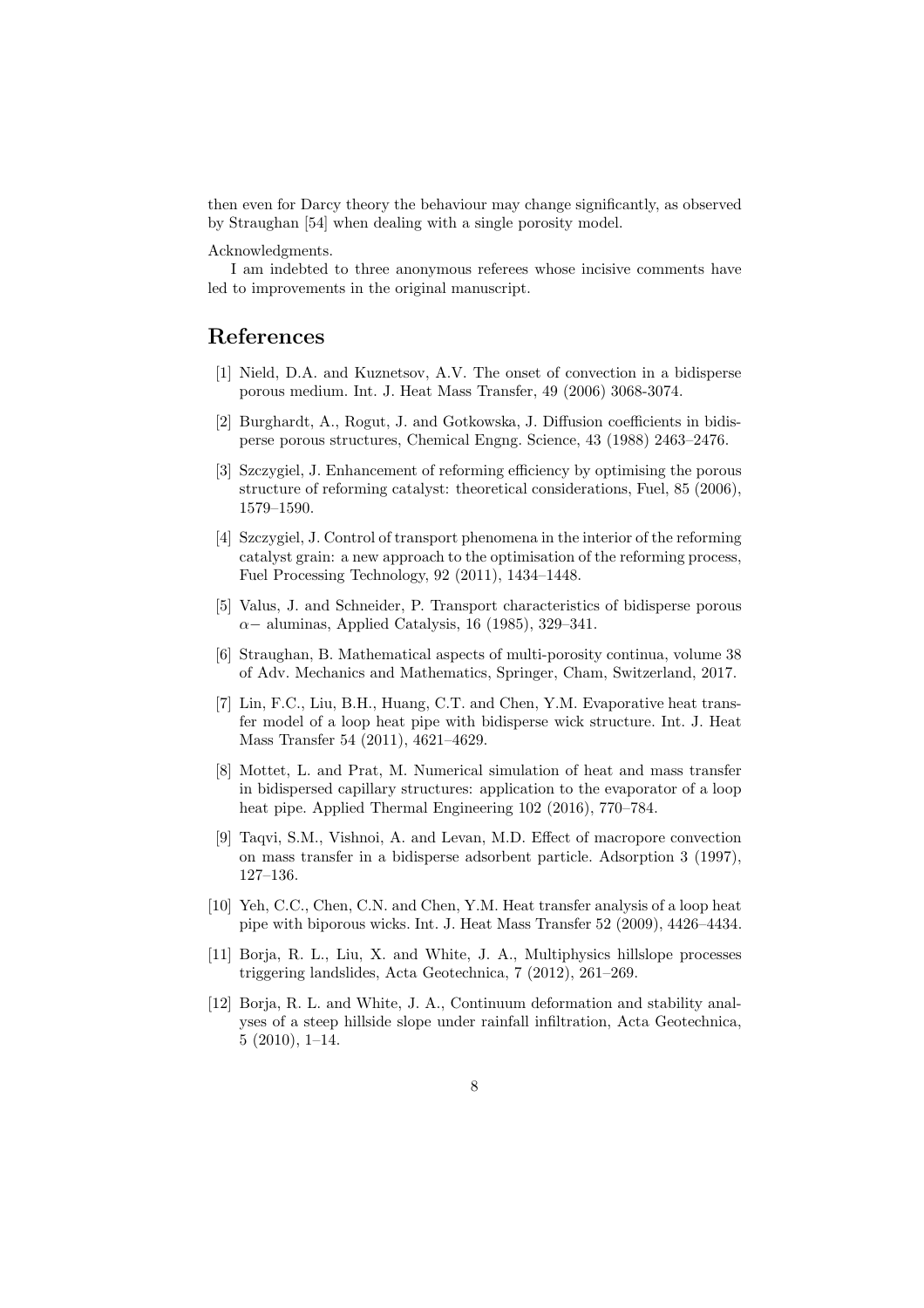then even for Darcy theory the behaviour may change significantly, as observed by Straughan [54] when dealing with a single porosity model.

Acknowledgments.

I am indebted to three anonymous referees whose incisive comments have led to improvements in the original manuscript.

## References

[1] Nield, D.A. and Kuznetsov, A.V. The onset of convection in a bidisperse porous medium. Int. J. Heat Mass Transfer, 49 (2006) 3068-3074.

[2] Burghardt, A., Rogut, J. and Gotkowska, J. Diffusion coefficients in bidisperse porous structures, Chemical Engng. Science, 43 (1988) 2463–2476.

[3] Szczygiel, J. Enhancement of reforming efficiency by optimising the porous structure of reforming catalyst: theoretical considerations, Fuel, 85 (2006), 1579–1590.

[4] Szczygiel, J. Control of transport phenomena in the interior of the reforming catalyst grain: a new approach to the optimisation of the reforming process, Fuel Processing Technology, 92 (2011), 1434–1448.

[5] Valus, J. and Schneider, P. Transport characteristics of bidisperse porous $\alpha-$ aluminas, Applied Catalysis, 16 (1985), 329–341.

[6] Straughan, B. Mathematical aspects of multi-porosity continua, volume 38 of Adv. Mechanics and Mathematics, Springer, Cham, Switzerland, 2017.

[7] Lin, F.C., Liu, B.H., Huang, C.T. and Chen, Y.M. Evaporative heat transfer model of a loop heat pipe with bidisperse wick structure. Int. J. Heat Mass Transfer 54 (2011), 4621–4629.

[8] Mottet, L. and Prat, M. Numerical simulation of heat and mass transfer in bidispersed capillary structures: application to the evaporator of a loop heat pipe. Applied Thermal Engineering 102 (2016), 770–784.

[9] Taqvi, S.M., Vishnoi, A. and Levan, M.D. Effect of macropore convection on mass transfer in a bidisperse adsorbent particle. Adsorption 3 (1997), 127–136.

[10] Yeh, C.C., Chen, C.N. and Chen, Y.M. Heat transfer analysis of a loop heat pipe with biporous wicks. Int. J. Heat Mass Transfer 52 (2009), 4426–4434.

[11] Borja, R. L., Liu, X. and White, J. A., Multiphysics hillslope processes triggering landslides, Acta Geotechnica, 7 (2012), 261–269.

[12] Borja, R. L. and White, J. A., Continuum deformation and stability analyses of a steep hillside slope under rainfall infiltration, Acta Geotechnica, 5 (2010), 1–14.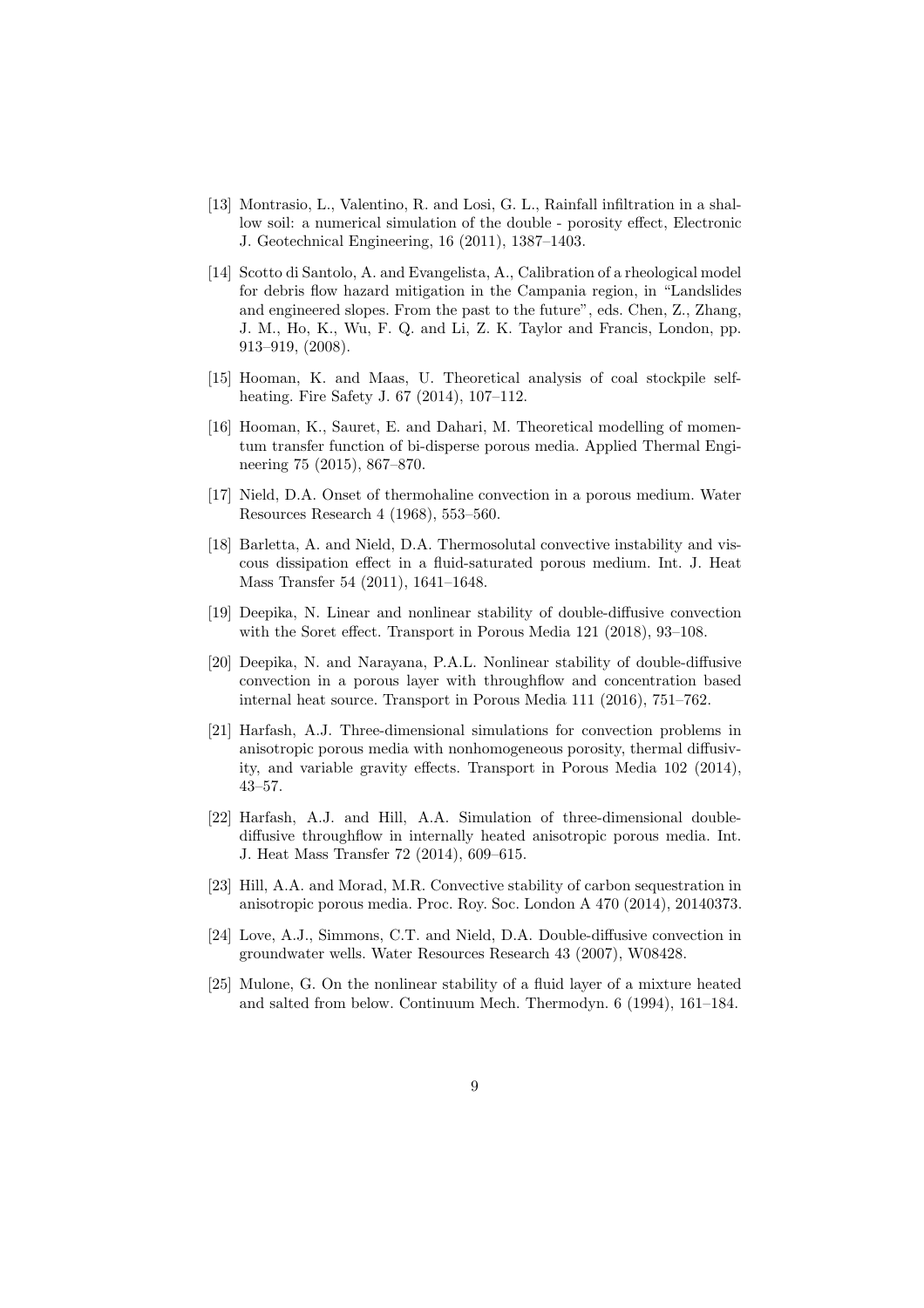[13] Montrasio, L., Valentino, R. and Losi, G. L., Rainfall infiltration in a shallow soil: a numerical simulation of the double - porosity effect, Electronic J. Geotechnical Engineering, 16 (2011), 1387–1403.

[14] Scotto di Santolo, A. and Evangelista, A., Calibration of a rheological model for debris flow hazard mitigation in the Campania region, in "Landslides and engineered slopes. From the past to the future", eds. Chen, Z., Zhang, J. M., Ho, K., Wu, F. Q. and Li, Z. K. Taylor and Francis, London, pp. 913–919, (2008).

[15] Hooman, K. and Maas, U. Theoretical analysis of coal stockpile self-heating. Fire Safety J. 67 (2014), 107–112.

[16] Hooman, K., Sauret, E. and Dahari, M. Theoretical modelling of momentum transfer function of bi-disperse porous media. Applied Thermal Engineering 75 (2015), 867–870.

[17] Nield, D.A. Onset of thermohaline convection in a porous medium. Water Resources Research 4 (1968), 553–560.

[18] Barletta, A. and Nield, D.A. Thermosolutal convective instability and viscous dissipation effect in a fluid-saturated porous medium. Int. J. Heat Mass Transfer 54 (2011), 1641–1648.

[19] Deepika, N. Linear and nonlinear stability of double-diffusive convection with the Soret effect. Transport in Porous Media 121 (2018), 93–108.

[20] Deepika, N. and Narayana, P.A.L. Nonlinear stability of double-diffusive convection in a porous layer with throughflow and concentration based internal heat source. Transport in Porous Media 111 (2016), 751–762.

[21] Harfash, A.J. Three-dimensional simulations for convection problems in anisotropic porous media with nonhomogeneous porosity, thermal diffusivity, and variable gravity effects. Transport in Porous Media 102 (2014), 43–57.

[22] Harfash, A.J. and Hill, A.A. Simulation of three-dimensional double-diffusive throughflow in internally heated anisotropic porous media. Int. J. Heat Mass Transfer 72 (2014), 609–615.

[23] Hill, A.A. and Morad, M.R. Convective stability of carbon sequestration in anisotropic porous media. Proc. Roy. Soc. London A 470 (2014), 20140373.

[24] Love, A.J., Simmons, C.T. and Nield, D.A. Double-diffusive convection in groundwater wells. Water Resources Research 43 (2007), W08428.

[25] Mulone, G. On the nonlinear stability of a fluid layer of a mixture heated and salted from below. Continuum Mech. Thermodyn. 6 (1994), 161–184.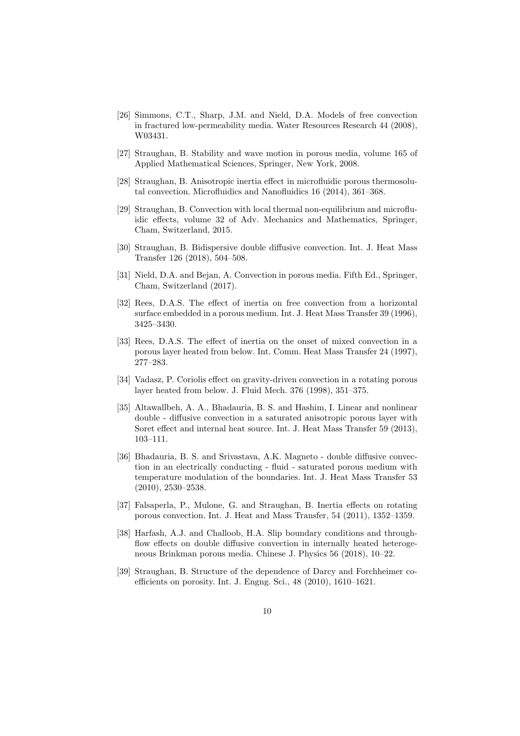[26] Simmons, C.T., Sharp, J.M. and Nield, D.A. Models of free convection in fractured low-permeability media. Water Resources Research 44 (2008), W03431.

[27] Straughan, B. Stability and wave motion in porous media, volume 165 of Applied Mathematical Sciences, Springer, New York, 2008.

[28] Straughan, B. Anisotropic inertia effect in microfluidic porous thermosolutal convection. Microfluidics and Nanofluidics 16 (2014), 361–368.

[29] Straughan, B. Convection with local thermal non-equilibrium and microfluidic effects, volume 32 of Adv. Mechanics and Mathematics, Springer, Cham, Switzerland, 2015.

[30] Straughan, B. Bidispersive double diffusive convection. Int. J. Heat Mass Transfer 126 (2018), 504–508.

[31] Nield, D.A. and Bejan, A. Convection in porous media. Fifth Ed., Springer, Cham, Switzerland (2017).

[32] Rees, D.A.S. The effect of inertia on free convection from a horizontal surface embedded in a porous medium. Int. J. Heat Mass Transfer 39 (1996), 3425–3430.

[33] Rees, D.A.S. The effect of inertia on the onset of mixed convection in a porous layer heated from below. Int. Comm. Heat Mass Transfer 24 (1997), 277–283.

[34] Vadasz, P. Coriolis effect on gravity-driven convection in a rotating porous layer heated from below. J. Fluid Mech. 376 (1998), 351–375.

[35] Altawallbeh, A. A., Bhadauria, B. S. and Hashim, I. Linear and nonlinear double - diffusive convection in a saturated anisotropic porous layer with Soret effect and internal heat source. Int. J. Heat Mass Transfer 59 (2013), 103–111.

[36] Bhadauria, B. S. and Srivastava, A.K. Magneto - double diffusive convection in an electrically conducting - fluid - saturated porous medium with temperature modulation of the boundaries. Int. J. Heat Mass Transfer 53 (2010), 2530–2538.

[37] Falsaperla, P., Mulone, G. and Straughan, B. Inertia effects on rotating porous convection. Int. J. Heat and Mass Transfer, 54 (2011), 1352–1359.

[38] Harfash, A.J. and Challoob, H.A. Slip boundary conditions and throughflow effects on double diffusive convection in internally heated heterogeneous Brinkman porous media. Chinese J. Physics 56 (2018), 10–22.

[39] Straughan, B. Structure of the dependence of Darcy and Forchheimer coefficients on porosity. Int. J. Engng. Sci., 48 (2010), 1610–1621.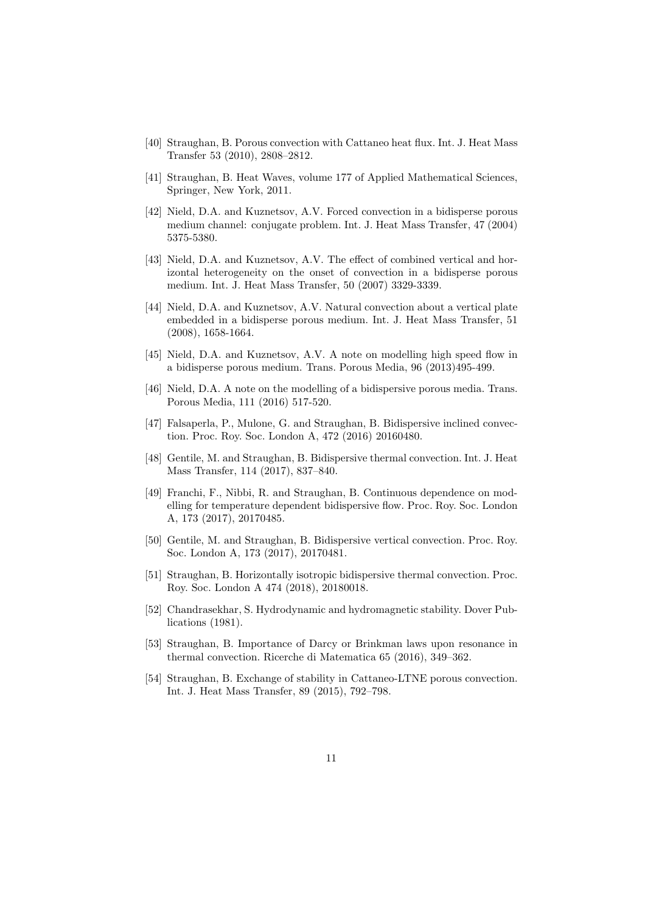[40] Straughan, B. Porous convection with Cattaneo heat flux. Int. J. Heat Mass Transfer 53 (2010), 2808–2812.

[41] Straughan, B. Heat Waves, volume 177 of Applied Mathematical Sciences, Springer, New York, 2011.

[42] Nield, D.A. and Kuznetsov, A.V. Forced convection in a bidisperse porous medium channel: conjugate problem. Int. J. Heat Mass Transfer, 47 (2004) 5375-5380.

[43] Nield, D.A. and Kuznetsov, A.V. The effect of combined vertical and horizontal heterogeneity on the onset of convection in a bidisperse porous medium. Int. J. Heat Mass Transfer, 50 (2007) 3329-3339.

[44] Nield, D.A. and Kuznetsov, A.V. Natural convection about a vertical plate embedded in a bidisperse porous medium. Int. J. Heat Mass Transfer, 51 (2008), 1658-1664.

[45] Nield, D.A. and Kuznetsov, A.V. A note on modelling high speed flow in a bidisperse porous medium. Trans. Porous Media, 96 (2013)495-499.

[46] Nield, D.A. A note on the modelling of a bidispersive porous media. Trans. Porous Media, 111 (2016) 517-520.

[47] Falsaperla, P., Mulone, G. and Straughan, B. Bidispersive inclined convection. Proc. Roy. Soc. London A, 472 (2016) 20160480.

[48] Gentile, M. and Straughan, B. Bidispersive thermal convection. Int. J. Heat Mass Transfer, 114 (2017), 837–840.

[49] Franchi, F., Nibbi, R. and Straughan, B. Continuous dependence on modelling for temperature dependent bidispersive flow. Proc. Roy. Soc. London A, 173 (2017), 20170485.

[50] Gentile, M. and Straughan, B. Bidispersive vertical convection. Proc. Roy. Soc. London A, 173 (2017), 20170481.

[51] Straughan, B. Horizontally isotropic bidispersive thermal convection. Proc. Roy. Soc. London A 474 (2018), 20180018.

[52] Chandrasekhar, S. Hydrodynamic and hydromagnetic stability. Dover Publications (1981).

[53] Straughan, B. Importance of Darcy or Brinkman laws upon resonance in thermal convection. Ricerche di Matematica 65 (2016), 349–362.

[54] Straughan, B. Exchange of stability in Cattaneo-LTNE porous convection. Int. J. Heat Mass Transfer, 89 (2015), 792–798.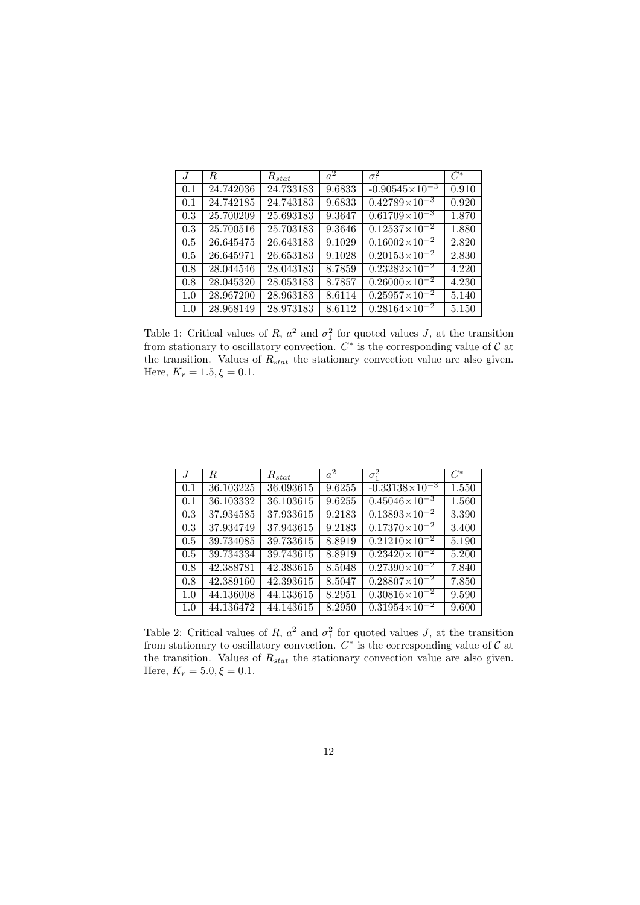| $J$ | $R$ | $R_{stat}$ | $a^2$ | $\sigma_1^2$ | $C^*$ |
|---|---|---|---|---|---|
| 0.1 | 24.742036 | 24.733183 | 9.6833 | $-0.90545\times10^{-3}$ | 0.910 |
| 0.1 | 24.742185 | 24.743183 | 9.6833 | $0.42789\times10^{-3}$ | 0.920 |
| 0.3 | 25.700209 | 25.693183 | 9.3647 | $0.61709\times10^{-3}$ | 1.870 |
| 0.3 | 25.700516 | 25.703183 | 9.3646 | $0.12537\times10^{-2}$ | 1.880 |
| 0.5 | 26.645475 | 26.643183 | 9.1029 | $0.16002\times10^{-2}$ | 2.820 |
| 0.5 | 26.645971 | 26.653183 | 9.1028 | $0.20153\times10^{-2}$ | 2.830 |
| 0.8 | 28.044546 | 28.043183 | 8.7859 | $0.23282\times10^{-2}$ | 4.220 |
| 0.8 | 28.045320 | 28.053183 | 8.7857 | $0.26000\times10^{-2}$ | 4.230 |
| 1.0 | 28.967200 | 28.963183 | 8.6114 | $0.25957\times10^{-2}$ | 5.140 |
| 1.0 | 28.968149 | 28.973183 | 8.6112 | $0.28164\times10^{-2}$ | 5.150 |

Table 1: Critical values of $R$, $a^2$ and $\sigma_1^2$ for quoted values $J$, at the transition from stationary to oscillatory convection. $C^*$ is the corresponding value of $\mathcal{C}$ at the transition. Values of $R_{stat}$ the stationary convection value are also given. Here, $K_r = 1.5, \xi = 0.1$.

| $J$ | $R$ | $R_{stat}$ | $a^2$ | $\sigma_1^2$ | $C^*$ |
|---|---|---|---|---|---|
| 0.1 | 36.103225 | 36.093615 | 9.6255 | $-0.33138\times10^{-3}$ | 1.550 |
| 0.1 | 36.103332 | 36.103615 | 9.6255 | $0.45046\times10^{-3}$ | 1.560 |
| 0.3 | 37.934585 | 37.933615 | 9.2183 | $0.13893\times10^{-2}$ | 3.390 |
| 0.3 | 37.934749 | 37.943615 | 9.2183 | $0.17370\times10^{-2}$ | 3.400 |
| 0.5 | 39.734085 | 39.733615 | 8.8919 | $0.21210\times10^{-2}$ | 5.190 |
| 0.5 | 39.734334 | 39.743615 | 8.8919 | $0.23420\times10^{-2}$ | 5.200 |
| 0.8 | 42.388781 | 42.383615 | 8.5048 | $0.27390\times10^{-2}$ | 7.840 |
| 0.8 | 42.389160 | 42.393615 | 8.5047 | $0.28807\times10^{-2}$ | 7.850 |
| 1.0 | 44.136008 | 44.133615 | 8.2951 | $0.30816\times10^{-2}$ | 9.590 |
| 1.0 | 44.136472 | 44.143615 | 8.2950 | $0.31954\times10^{-2}$ | 9.600 |

Table 2: Critical values of $R$, $a^2$ and $\sigma_1^2$ for quoted values $J$, at the transition from stationary to oscillatory convection. $C^*$ is the corresponding value of $\mathcal{C}$ at the transition. Values of $R_{stat}$ the stationary convection value are also given. Here, $K_r = 5.0, \xi = 0.1$.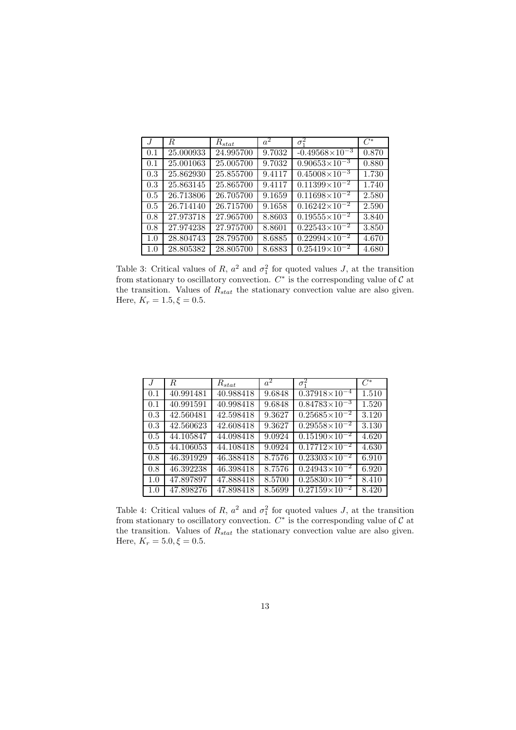| $J$ | $R$ | $R_{stat}$ | $a^2$ | $\sigma_1^2$ | $C^*$ |
|---|---|---|---|---|---|
| 0.1 | 25.000933 | 24.995700 | 9.7032 | $-0.49568\times10^{-3}$ | 0.870 |
| 0.1 | 25.001063 | 25.005700 | 9.7032 | $0.90653\times10^{-3}$ | 0.880 |
| 0.3 | 25.862930 | 25.855700 | 9.4117 | $0.45008\times10^{-3}$ | 1.730 |
| 0.3 | 25.863145 | 25.865700 | 9.4117 | $0.11399\times10^{-2}$ | 1.740 |
| 0.5 | 26.713806 | 26.705700 | 9.1659 | $0.11698\times10^{-2}$ | 2.580 |
| 0.5 | 26.714140 | 26.715700 | 9.1658 | $0.16242\times10^{-2}$ | 2.590 |
| 0.8 | 27.973718 | 27.965700 | 8.8603 | $0.19555\times10^{-2}$ | 3.840 |
| 0.8 | 27.974238 | 27.975700 | 8.8601 | $0.22543\times10^{-2}$ | 3.850 |
| 1.0 | 28.804743 | 28.795700 | 8.6885 | $0.22994\times10^{-2}$ | 4.670 |
| 1.0 | 28.805382 | 28.805700 | 8.6883 | $0.25419\times10^{-2}$ | 4.680 |

Table 3: Critical values of $R$, $a^2$ and $\sigma_1^2$ for quoted values $J$, at the transition from stationary to oscillatory convection. $C^*$ is the corresponding value of $\mathcal{C}$ at the transition. Values of $R_{stat}$ the stationary convection value are also given. Here, $K_r = 1.5, \xi = 0.5$.

| $J$ | $R$ | $R_{stat}$ | $a^2$ | $\sigma_1^2$ | $C^*$ |
|---|---|---|---|---|---|
| 0.1 | 40.991481 | 40.988418 | 9.6848 | $0.37918\times10^{-4}$ | 1.510 |
| 0.1 | 40.991591 | 40.998418 | 9.6848 | $0.84783\times10^{-3}$ | 1.520 |
| 0.3 | 42.560481 | 42.598418 | 9.3627 | $0.25685\times10^{-2}$ | 3.120 |
| 0.3 | 42.560623 | 42.608418 | 9.3627 | $0.29558\times10^{-2}$ | 3.130 |
| 0.5 | 44.105847 | 44.098418 | 9.0924 | $0.15190\times10^{-2}$ | 4.620 |
| 0.5 | 44.106053 | 44.108418 | 9.0924 | $0.17712\times10^{-2}$ | 4.630 |
| 0.8 | 46.391929 | 46.388418 | 8.7576 | $0.23303\times10^{-2}$ | 6.910 |
| 0.8 | 46.392238 | 46.398418 | 8.7576 | $0.24943\times10^{-2}$ | 6.920 |
| 1.0 | 47.897897 | 47.888418 | 8.5700 | $0.25830\times10^{-2}$ | 8.410 |
| 1.0 | 47.898276 | 47.898418 | 8.5699 | $0.27159\times10^{-2}$ | 8.420 |

Table 4: Critical values of $R$, $a^2$ and $\sigma_1^2$ for quoted values $J$, at the transition from stationary to oscillatory convection. $C^*$ is the corresponding value of $\mathcal{C}$ at the transition. Values of $R_{stat}$ the stationary convection value are also given. Here, $K_r = 5.0, \xi = 0.5$.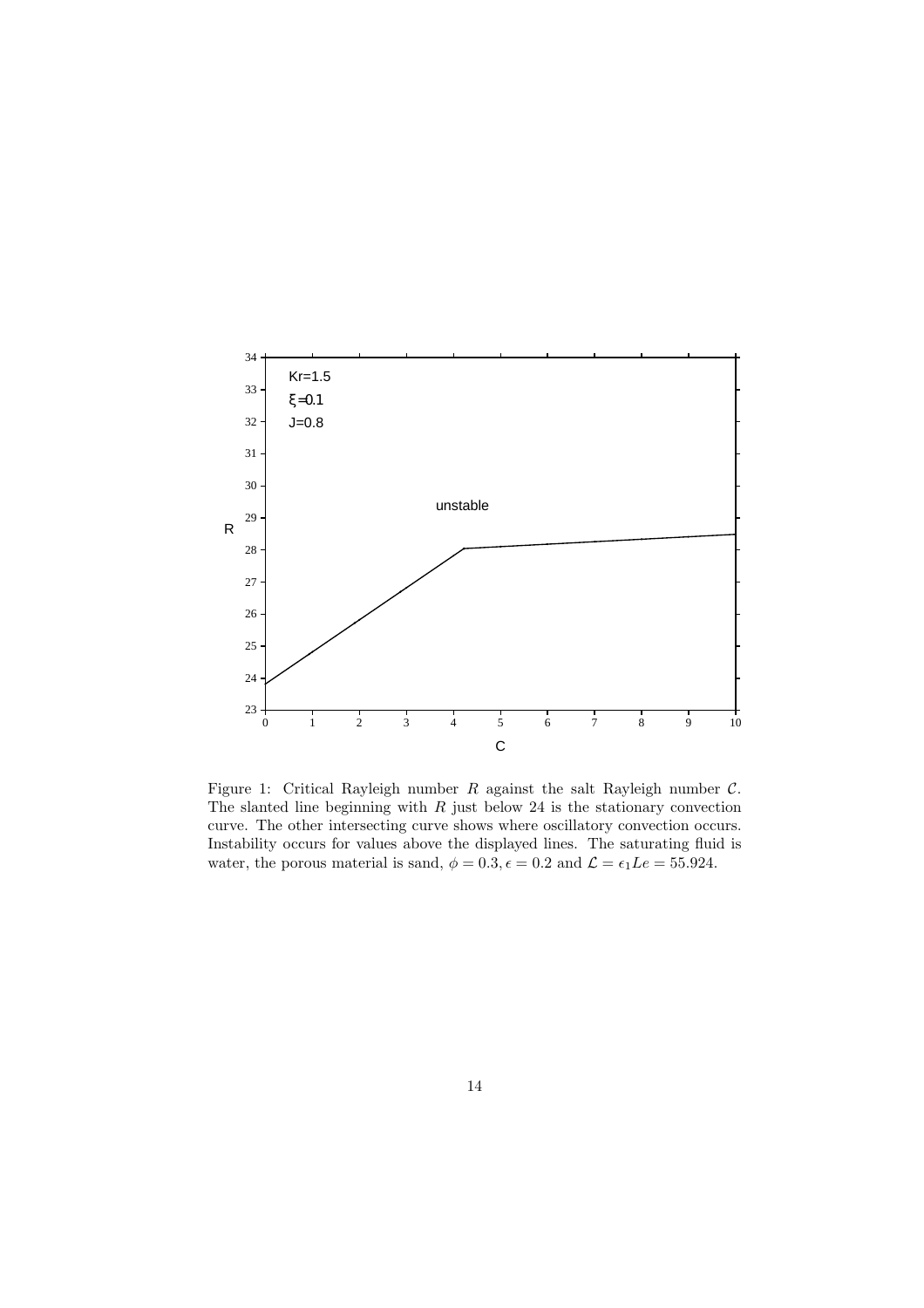Figure 1: Critical Rayleigh number $R$ against the salt Rayleigh number $\mathcal{C}$. The slanted line beginning with $R$ just below 24 is the stationary convection curve. The other intersecting curve shows where oscillatory convection occurs. Instability occurs for values above the displayed lines. The saturating fluid is water, the porous material is sand, $\phi = 0.3, \epsilon = 0.2$ and $\mathcal{L} = \epsilon_1 Le = 55.924$.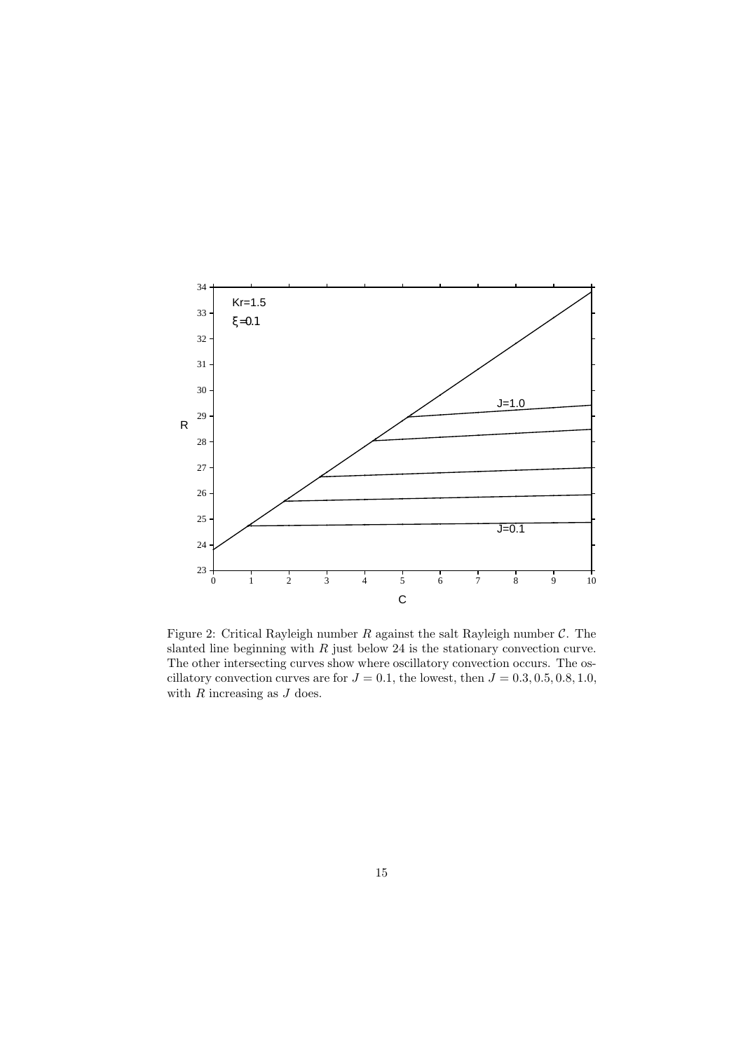Figure 2: Critical Rayleigh number $R$ against the salt Rayleigh number $\mathcal{C}$. The slanted line beginning with $R$ just below 24 is the stationary convection curve. The other intersecting curves show where oscillatory convection occurs. The oscillatory convection curves are for $J = 0.1$, the lowest, then $J = 0.3, 0.5, 0.8, 1.0$, with $R$ increasing as $J$ does.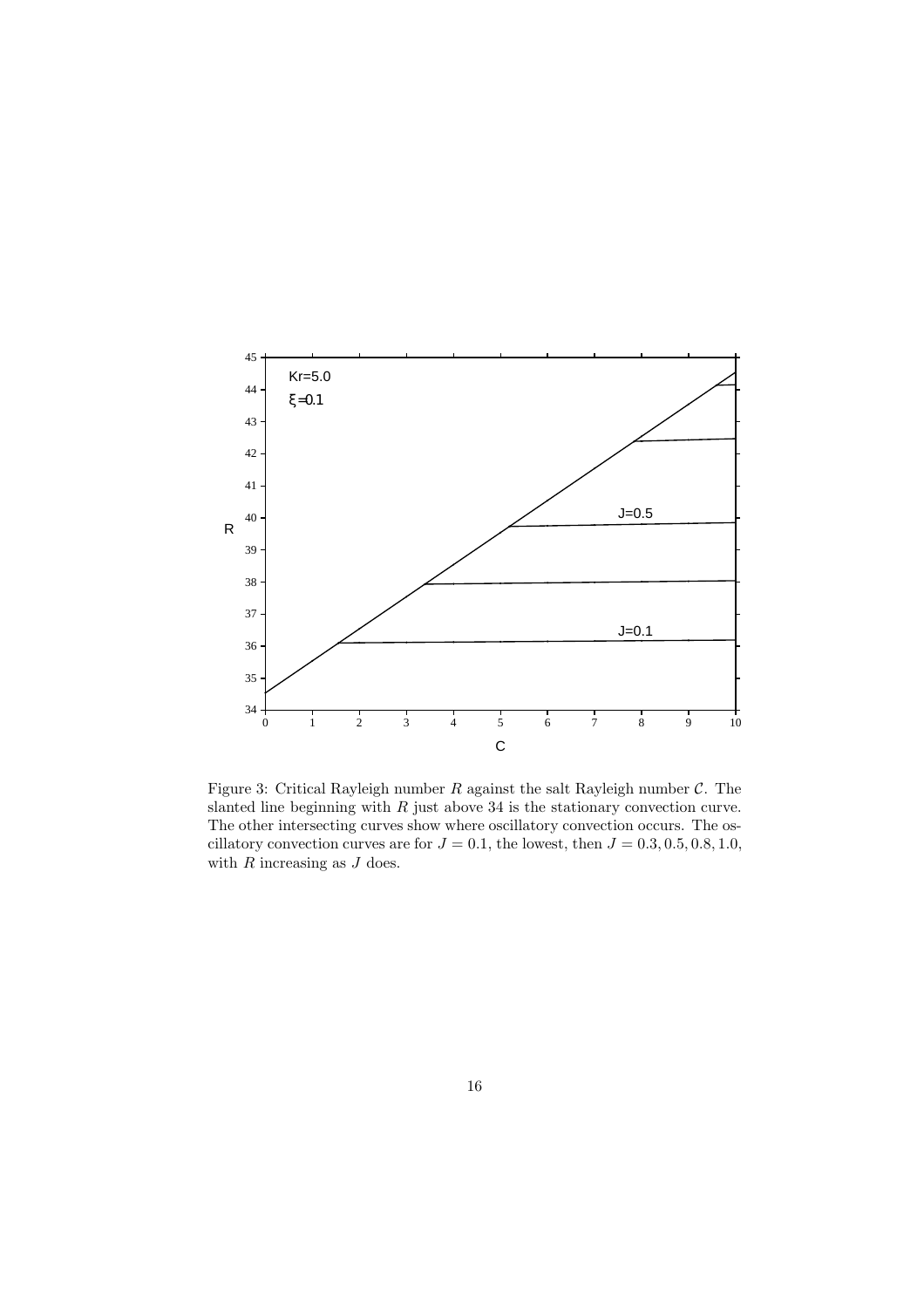Figure 3: Critical Rayleigh number $R$ against the salt Rayleigh number $\mathcal{C}$. The slanted line beginning with $R$ just above 34 is the stationary convection curve. The other intersecting curves show where oscillatory convection occurs. The oscillatory convection curves are for $J = 0.1$, the lowest, then $J = 0.3, 0.5, 0.8, 1.0$, with $R$ increasing as $J$ does.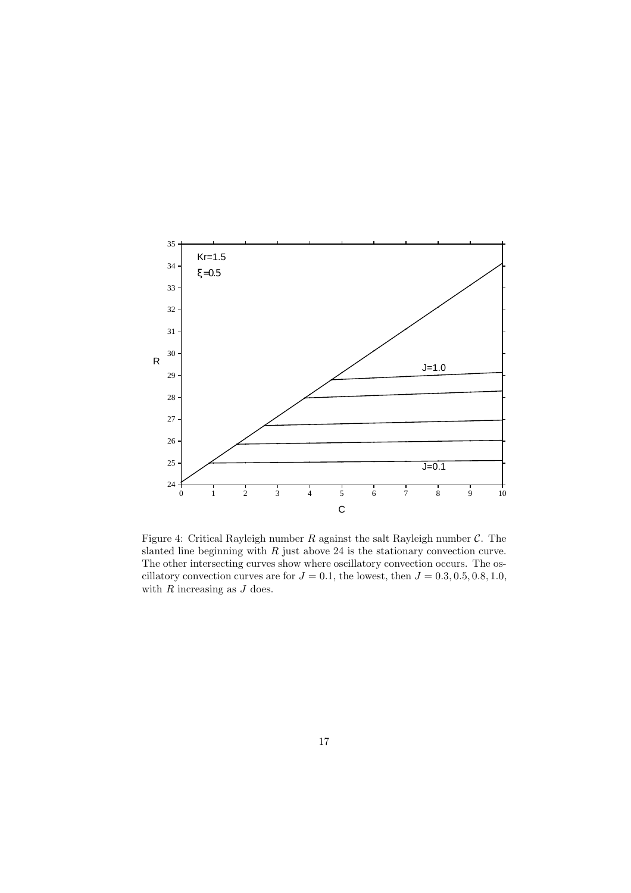Figure 4: Critical Rayleigh number $R$ against the salt Rayleigh number $\mathcal{C}$. The slanted line beginning with $R$ just above 24 is the stationary convection curve. The other intersecting curves show where oscillatory convection occurs. The oscillatory convection curves are for $J = 0.1$, the lowest, then $J = 0.3, 0.5, 0.8, 1.0$, with $R$ increasing as $J$ does.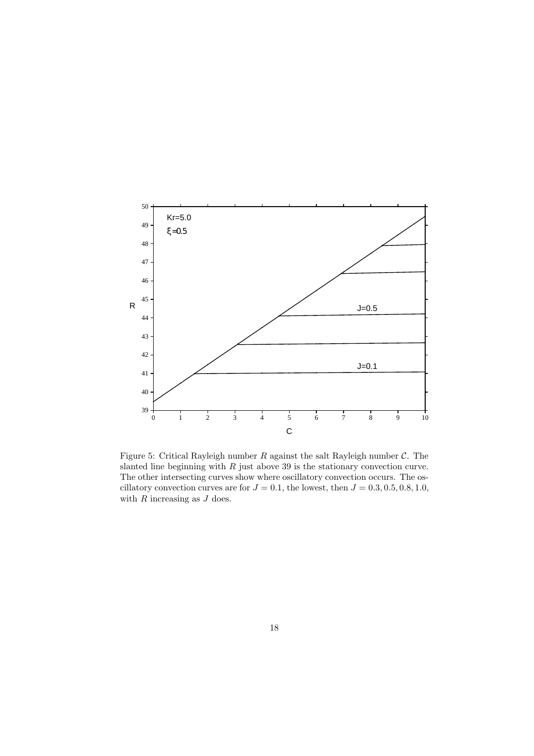Figure 5: Critical Rayleigh number $R$ against the salt Rayleigh number $\mathcal{C}$. The slanted line beginning with $R$ just above 39 is the stationary convection curve. The other intersecting curves show where oscillatory convection occurs. The oscillatory convection curves are for $J = 0.1$, the lowest, then $J = 0.3, 0.5, 0.8, 1.0$, with $R$ increasing as $J$ does.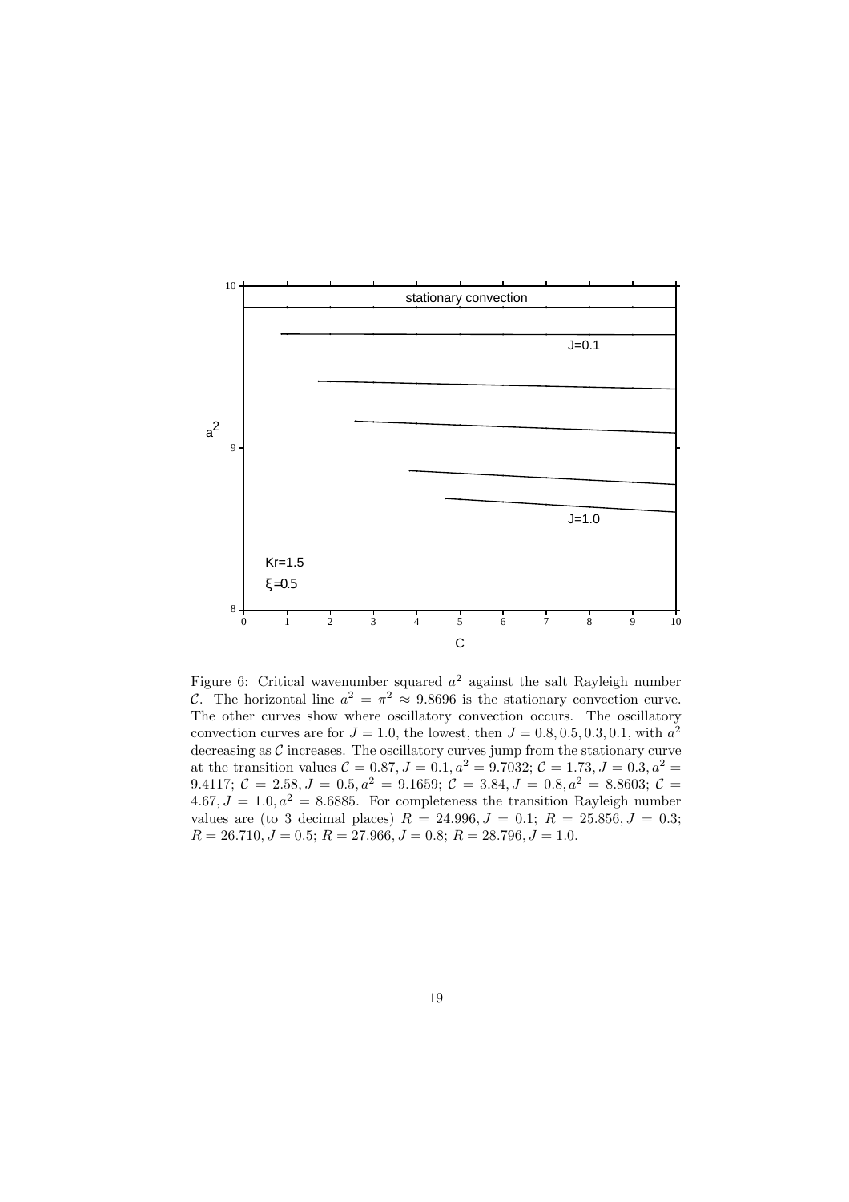10

stationary convection

J=0.1

$a^2$

9

J=1.0

Kr=1.5

ξ=0.5

8

0 1 2 3 4 5 6 7 8 9 10

C

Figure 6: Critical wavenumber squared $a^2$ against the salt Rayleigh number $\mathcal{C}$. The horizontal line $a^2 = \pi^2 \approx 9.8696$ is the stationary convection curve. The other curves show where oscillatory convection occurs. The oscillatory convection curves are for $J = 1.0$, the lowest, then $J = 0.8, 0.5, 0.3, 0.1$, with $a^2$ decreasing as $\mathcal{C}$ increases. The oscillatory curves jump from the stationary curve at the transition values $\mathcal{C} = 0.87, J = 0.1, a^2 = 9.7032$; $\mathcal{C} = 1.73, J = 0.3, a^2 = 9.4117$; $\mathcal{C} = 2.58, J = 0.5, a^2 = 9.1659$; $\mathcal{C} = 3.84, J = 0.8, a^2 = 8.8603$; $\mathcal{C} = 4.67, J = 1.0, a^2 = 8.6885$. For completeness the transition Rayleigh number values are (to 3 decimal places) $R = 24.996, J = 0.1$; $R = 25.856, J = 0.3$; $R = 26.710, J = 0.5$; $R = 27.966, J = 0.8$; $R = 28.796, J = 1.0$.